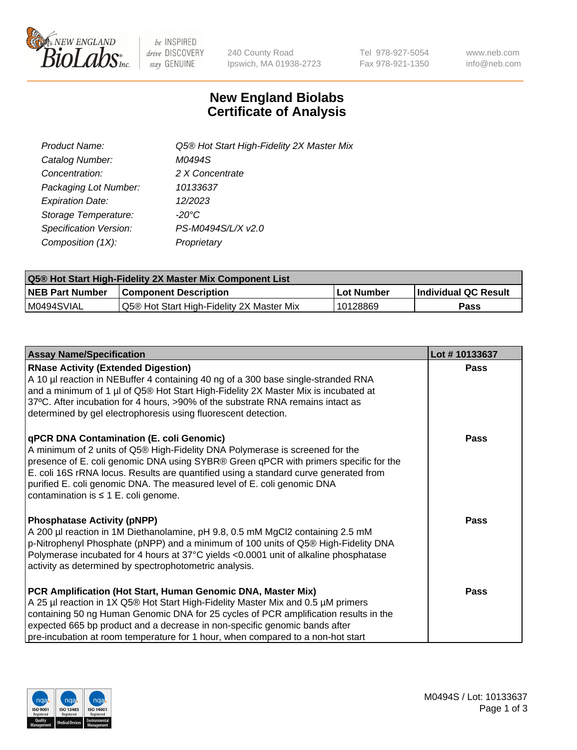NEW ENGLAND BioLabs Inc. — be INSPIRED drive DISCOVERY stay GENUINE

240 County Road
Ipswich, MA 01938-2723

Tel 978-927-5054
Fax 978-921-1350

www.neb.com
info@neb.com

# New England Biolabs
# Certificate of Analysis

| | |
|---|---|
| *Product Name:* | *Q5® Hot Start High-Fidelity 2X Master Mix* |
| *Catalog Number:* | *M0494S* |
| *Concentration:* | *2 X Concentrate* |
| *Packaging Lot Number:* | *10133637* |
| *Expiration Date:* | *12/2023* |
| *Storage Temperature:* | *-20°C* |
| *Specification Version:* | *PS-M0494S/L/X v2.0* |
| *Composition (1X):* | *Proprietary* |

| **Q5® Hot Start High-Fidelity 2X Master Mix Component List** | | | |
|---|---|---|---|
| **NEB Part Number** | **Component Description** | **Lot Number** | **Individual QC Result** |
| M0494SVIAL | Q5® Hot Start High-Fidelity 2X Master Mix | 10128869 | **Pass** |

| **Assay Name/Specification** | **Lot # 10133637** |
|---|---|
| **RNase Activity (Extended Digestion)** A 10 µl reaction in NEBuffer 4 containing 40 ng of a 300 base single-stranded RNA and a minimum of 1 µl of Q5® Hot Start High-Fidelity 2X Master Mix is incubated at 37ºC. After incubation for 4 hours, >90% of the substrate RNA remains intact as determined by gel electrophoresis using fluorescent detection. | **Pass** |
| **qPCR DNA Contamination (E. coli Genomic)** A minimum of 2 units of Q5® High-Fidelity DNA Polymerase is screened for the presence of E. coli genomic DNA using SYBR® Green qPCR with primers specific for the E. coli 16S rRNA locus. Results are quantified using a standard curve generated from purified E. coli genomic DNA. The measured level of E. coli genomic DNA contamination is ≤ 1 E. coli genome. | **Pass** |
| **Phosphatase Activity (pNPP)** A 200 µl reaction in 1M Diethanolamine, pH 9.8, 0.5 mM $MgCl_2$ containing 2.5 mM p-Nitrophenyl Phosphate (pNPP) and a minimum of 100 units of Q5® High-Fidelity DNA Polymerase incubated for 4 hours at 37°C yields <0.0001 unit of alkaline phosphatase activity as determined by spectrophotometric analysis. | **Pass** |
| **PCR Amplification (Hot Start, Human Genomic DNA, Master Mix)** A 25 µl reaction in 1X Q5® Hot Start High-Fidelity Master Mix and 0.5 µM primers containing 50 ng Human Genomic DNA for 25 cycles of PCR amplification results in the expected 665 bp product and a decrease in non-specific genomic bands after pre-incubation at room temperature for 1 hour, when compared to a non-hot start | **Pass** |

M0494S / Lot: 10133637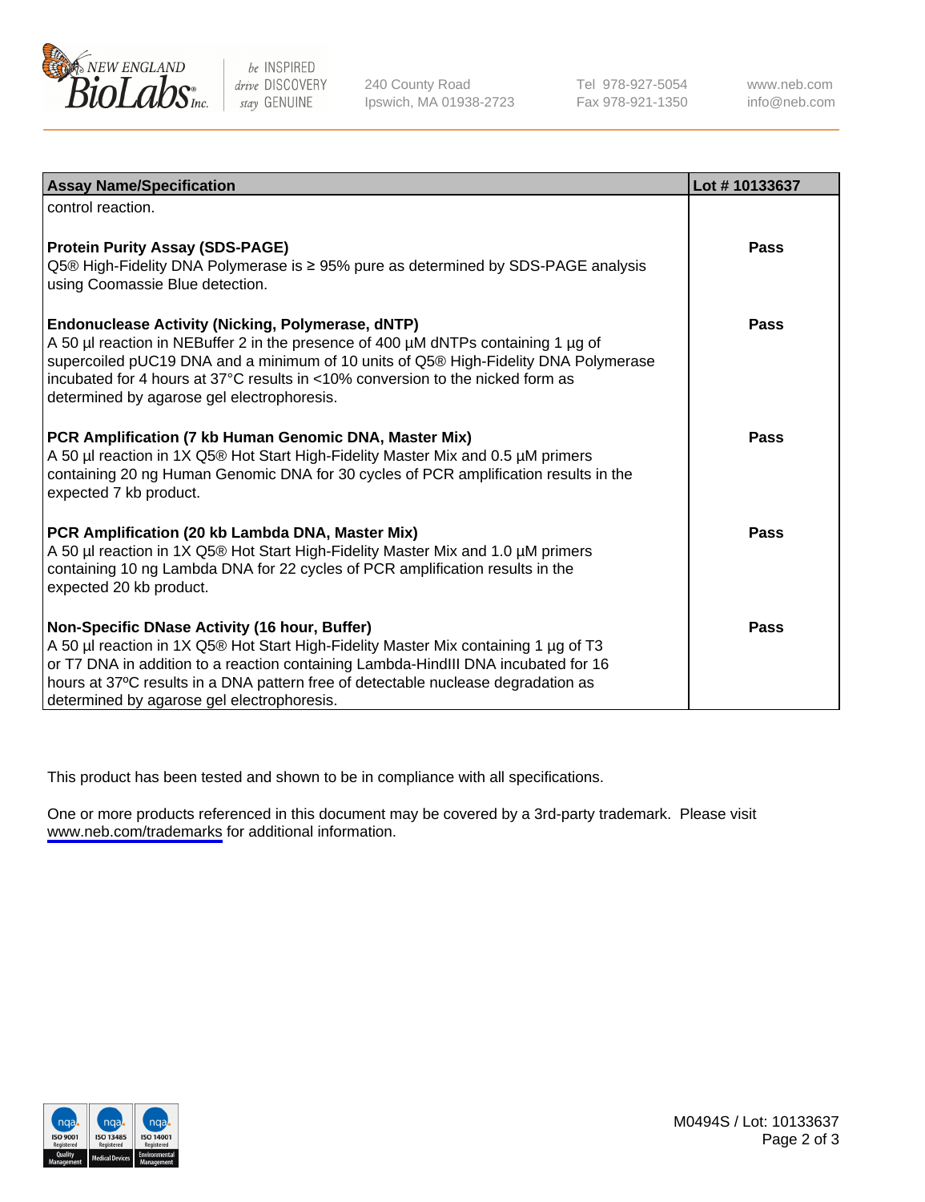| Assay Name/Specification | Lot # 10133637 |
|---|---|
| control reaction. | |
| **Protein Purity Assay (SDS-PAGE)**<br>Q5® High-Fidelity DNA Polymerase is ≥ 95% pure as determined by SDS-PAGE analysis using Coomassie Blue detection. | **Pass** |
| **Endonuclease Activity (Nicking, Polymerase, dNTP)**<br>A 50 µl reaction in NEBuffer 2 in the presence of 400 µM dNTPs containing 1 µg of supercoiled pUC19 DNA and a minimum of 10 units of Q5® High-Fidelity DNA Polymerase incubated for 4 hours at 37°C results in <10% conversion to the nicked form as determined by agarose gel electrophoresis. | **Pass** |
| **PCR Amplification (7 kb Human Genomic DNA, Master Mix)**<br>A 50 µl reaction in 1X Q5® Hot Start High-Fidelity Master Mix and 0.5 µM primers containing 20 ng Human Genomic DNA for 30 cycles of PCR amplification results in the expected 7 kb product. | **Pass** |
| **PCR Amplification (20 kb Lambda DNA, Master Mix)**<br>A 50 µl reaction in 1X Q5® Hot Start High-Fidelity Master Mix and 1.0 µM primers containing 10 ng Lambda DNA for 22 cycles of PCR amplification results in the expected 20 kb product. | **Pass** |
| **Non-Specific DNase Activity (16 hour, Buffer)**<br>A 50 µl reaction in 1X Q5® Hot Start High-Fidelity Master Mix containing 1 µg of T3 or T7 DNA in addition to a reaction containing Lambda-HindIII DNA incubated for 16 hours at 37ºC results in a DNA pattern free of detectable nuclease degradation as determined by agarose gel electrophoresis. | **Pass** |

This product has been tested and shown to be in compliance with all specifications.

One or more products referenced in this document may be covered by a 3rd-party trademark. Please visit www.neb.com/trademarks for additional information.

M0494S / Lot: 10133637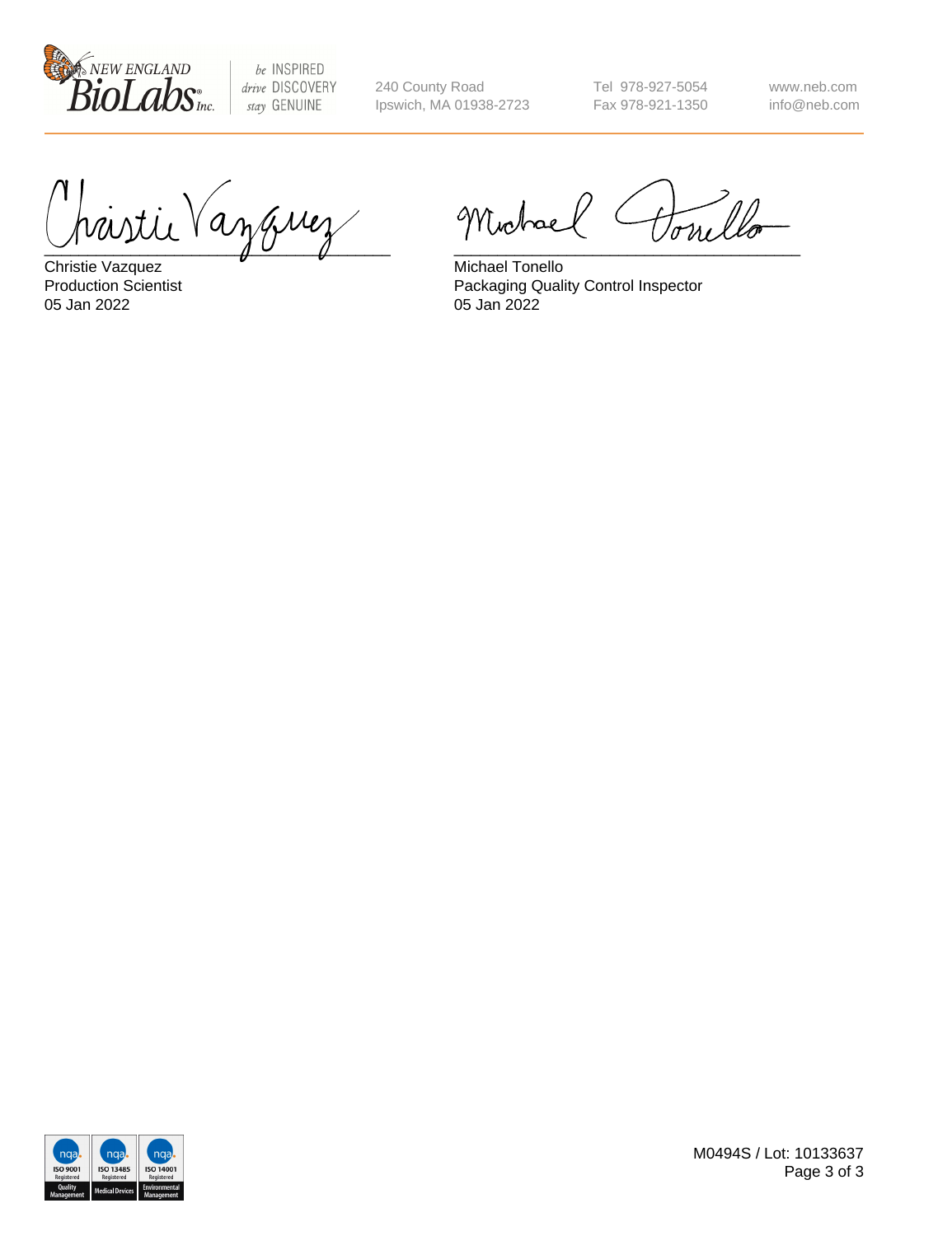240 County Road
Ipswich, MA 01938-2723

Tel 978-927-5054
Fax 978-921-1350

www.neb.com
info@neb.com

Christie Vazquez
Production Scientist
05 Jan 2022

Michael Tonello
Packaging Quality Control Inspector
05 Jan 2022

M0494S / Lot: 10133637